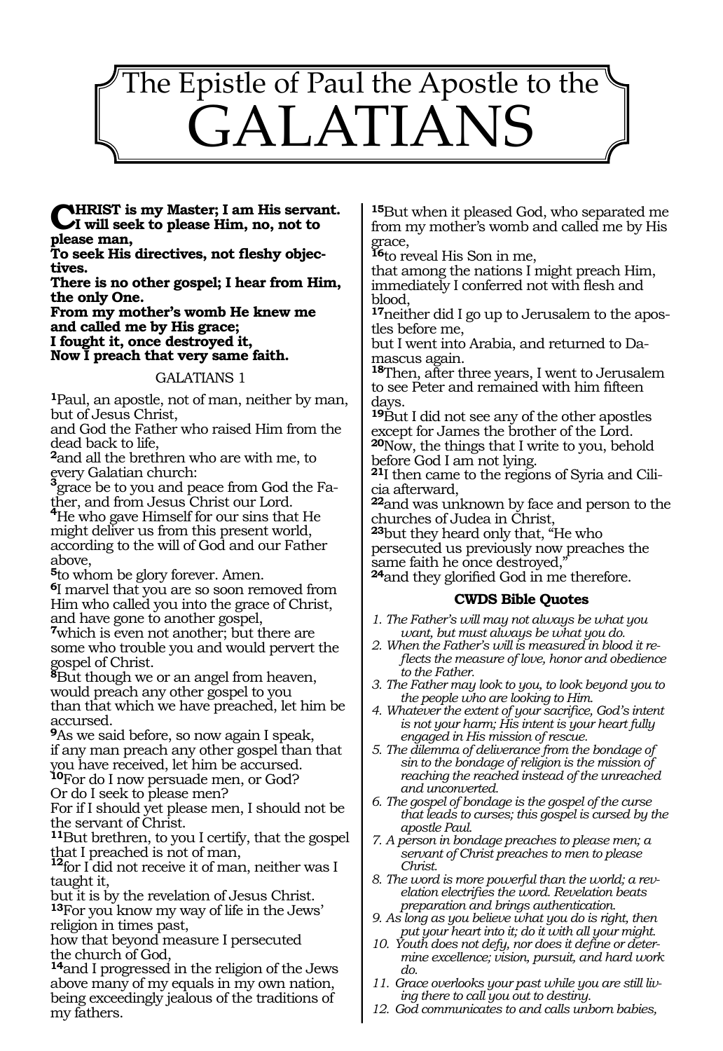# The Epistle of Paul the Apostle to the GALATIANS

**CHRIST is my Master; I am His servant.**
**I will seek to please Him, no, not to please man,**
**To seek His directives, not fleshy objectives.**
**There is no other gospel; I hear from Him, the only One.**
**From my mother's womb He knew me and called me by His grace;**
**I fought it, once destroyed it,**
**Now I preach that very same faith.**

## GALATIANS 1

**1**Paul, an apostle, not of man, neither by man, but of Jesus Christ,
and God the Father who raised Him from the dead back to life,
**2**and all the brethren who are with me, to every Galatian church:
**3**grace be to you and peace from God the Father, and from Jesus Christ our Lord.
**4**He who gave Himself for our sins that He might deliver us from this present world, according to the will of God and our Father above,
**5**to whom be glory forever. Amen.
**6**I marvel that you are so soon removed from Him who called you into the grace of Christ, and have gone to another gospel,
**7**which is even not another; but there are some who trouble you and would pervert the gospel of Christ.
**8**But though we or an angel from heaven, would preach any other gospel to you
than that which we have preached, let him be accursed.
**9**As we said before, so now again I speak,
if any man preach any other gospel than that you have received, let him be accursed.
**10**For do I now persuade men, or God?
Or do I seek to please men?
For if I should yet please men, I should not be the servant of Christ.
**11**But brethren, to you I certify, that the gospel that I preached is not of man,
**12**for I did not receive it of man, neither was I taught it,
but it is by the revelation of Jesus Christ.
**13**For you know my way of life in the Jews' religion in times past,
how that beyond measure I persecuted
the church of God,
**14**and I progressed in the religion of the Jews above many of my equals in my own nation, being exceedingly jealous of the traditions of my fathers.
**15**But when it pleased God, who separated me from my mother's womb and called me by His grace,
**16**to reveal His Son in me,
that among the nations I might preach Him, immediately I conferred not with flesh and blood,
**17**neither did I go up to Jerusalem to the apostles before me,
but I went into Arabia, and returned to Damascus again.
**18**Then, after three years, I went to Jerusalem to see Peter and remained with him fifteen days.
**19**But I did not see any of the other apostles except for James the brother of the Lord.
**20**Now, the things that I write to you, behold before God I am not lying.
**21**I then came to the regions of Syria and Cilicia afterward,
**22**and was unknown by face and person to the churches of Judea in Christ,
**23**but they heard only that, "He who persecuted us previously now preaches the same faith he once destroyed,"
**24**and they glorified God in me therefore.

### CWDS Bible Quotes

1. *The Father's will may not always be what you want, but must always be what you do.*
2. *When the Father's will is measured in blood it reflects the measure of love, honor and obedience to the Father.*
3. *The Father may look to you, to look beyond you to the people who are looking to Him.*
4. *Whatever the extent of your sacrifice, God's intent is not your harm; His intent is your heart fully engaged in His mission of rescue.*
5. *The dilemma of deliverance from the bondage of sin to the bondage of religion is the mission of reaching the reached instead of the unreached and unconverted.*
6. *The gospel of bondage is the gospel of the curse that leads to curses; this gospel is cursed by the apostle Paul.*
7. *A person in bondage preaches to please men; a servant of Christ preaches to men to please Christ.*
8. *The word is more powerful than the world; a revelation electrifies the word. Revelation beats preparation and brings authentication.*
9. *As long as you believe what you do is right, then put your heart into it; do it with all your might.*
10. *Youth does not defy, nor does it define or determine excellence; vision, pursuit, and hard work do.*
11. *Grace overlooks your past while you are still living there to call you out to destiny.*
12. *God communicates to and calls unborn babies,*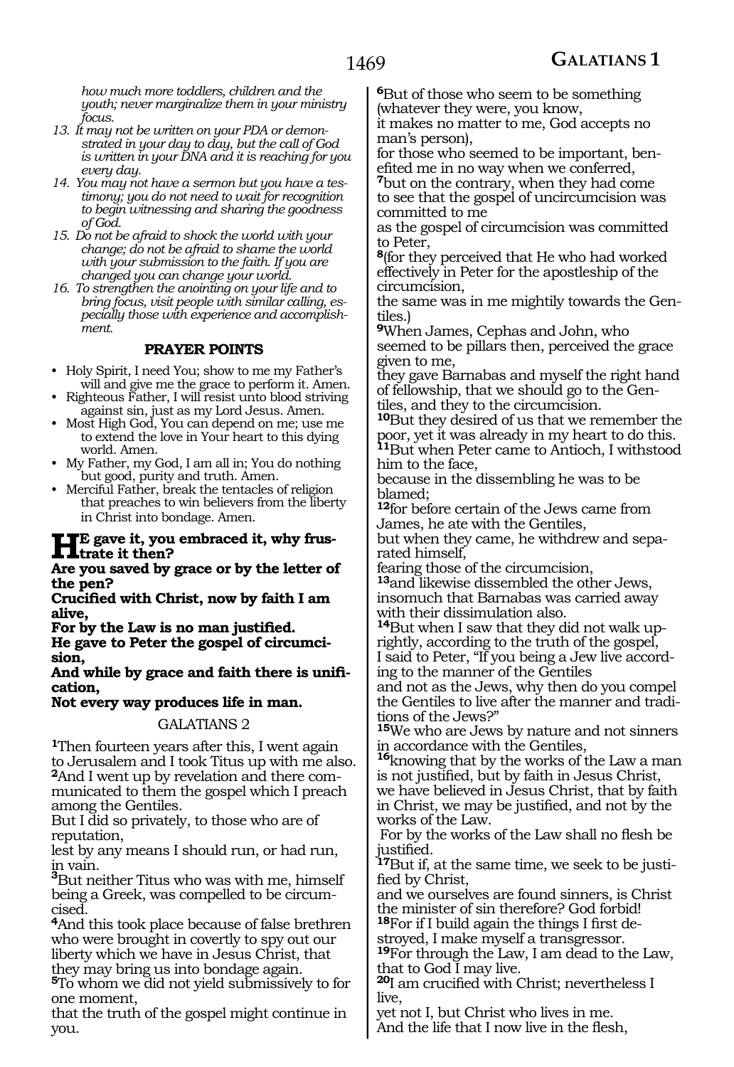*how much more toddlers, children and the youth; never marginalize them in your ministry focus.*

13. *It may not be written on your PDA or demonstrated in your day to day, but the call of God is written in your DNA and it is reaching for you every day.*
14. *You may not have a sermon but you have a testimony; you do not need to wait for recognition to begin witnessing and sharing the goodness of God.*
15. *Do not be afraid to shock the world with your change; do not be afraid to shame the world with your submission to the faith. If you are changed you can change your world.*
16. *To strengthen the anointing on your life and to bring focus, visit people with similar calling, especially those with experience and accomplishment.*

**PRAYER POINTS**

- Holy Spirit, I need You; show to me my Father's will and give me the grace to perform it. Amen.
- Righteous Father, I will resist unto blood striving against sin, just as my Lord Jesus. Amen.
- Most High God, You can depend on me; use me to extend the love in Your heart to this dying world. Amen.
- My Father, my God, I am all in; You do nothing but good, purity and truth. Amen.
- Merciful Father, break the tentacles of religion that preaches to win believers from the liberty in Christ into bondage. Amen.

**HE gave it, you embraced it, why frustrate it then?**
**Are you saved by grace or by the letter of the pen?**
**Crucified with Christ, now by faith I am alive,**
**For by the Law is no man justified.**
**He gave to Peter the gospel of circumcision,**
**And while by grace and faith there is unification,**
**Not every way produces life in man.**

GALATIANS 2

[1]Then fourteen years after this, I went again to Jerusalem and I took Titus up with me also.
[2]And I went up by revelation and there communicated to them the gospel which I preach among the Gentiles.
But I did so privately, to those who are of reputation,
lest by any means I should run, or had run, in vain.
[3]But neither Titus who was with me, himself being a Greek, was compelled to be circumcised.
[4]And this took place because of false brethren who were brought in covertly to spy out our liberty which we have in Jesus Christ, that they may bring us into bondage again.
[5]To whom we did not yield submissively to for one moment,
that the truth of the gospel might continue in you.
[6]But of those who seem to be something (whatever they were, you know,
it makes no matter to me, God accepts no man's person),
for those who seemed to be important, benefited me in no way when we conferred,
[7]but on the contrary, when they had come to see that the gospel of uncircumcision was committed to me
as the gospel of circumcision was committed to Peter,
[8](for they perceived that He who had worked effectively in Peter for the apostleship of the circumcision,
the same was in me mightily towards the Gentiles.)
[9]When James, Cephas and John, who seemed to be pillars then, perceived the grace given to me,
they gave Barnabas and myself the right hand of fellowship, that we should go to the Gentiles, and they to the circumcision.
[10]But they desired of us that we remember the poor, yet it was already in my heart to do this.
[11]But when Peter came to Antioch, I withstood him to the face,
because in the dissembling he was to be blamed;
[12]for before certain of the Jews came from James, he ate with the Gentiles,
but when they came, he withdrew and separated himself,
fearing those of the circumcision,
[13]and likewise dissembled the other Jews, insomuch that Barnabas was carried away with their dissimulation also.
[14]But when I saw that they did not walk uprightly, according to the truth of the gospel,
I said to Peter, "If you being a Jew live according to the manner of the Gentiles
and not as the Jews, why then do you compel the Gentiles to live after the manner and traditions of the Jews?"
[15]We who are Jews by nature and not sinners in accordance with the Gentiles,
[16]knowing that by the works of the Law a man is not justified, but by faith in Jesus Christ, we have believed in Jesus Christ, that by faith in Christ, we may be justified, and not by the works of the Law.
For by the works of the Law shall no flesh be justified.
[17]But if, at the same time, we seek to be justified by Christ,
and we ourselves are found sinners, is Christ the minister of sin therefore? God forbid!
[18]For if I build again the things I first destroyed, I make myself a transgressor.
[19]For through the Law, I am dead to the Law, that to God I may live.
[20]I am crucified with Christ; nevertheless I live,
yet not I, but Christ who lives in me.
And the life that I now live in the flesh,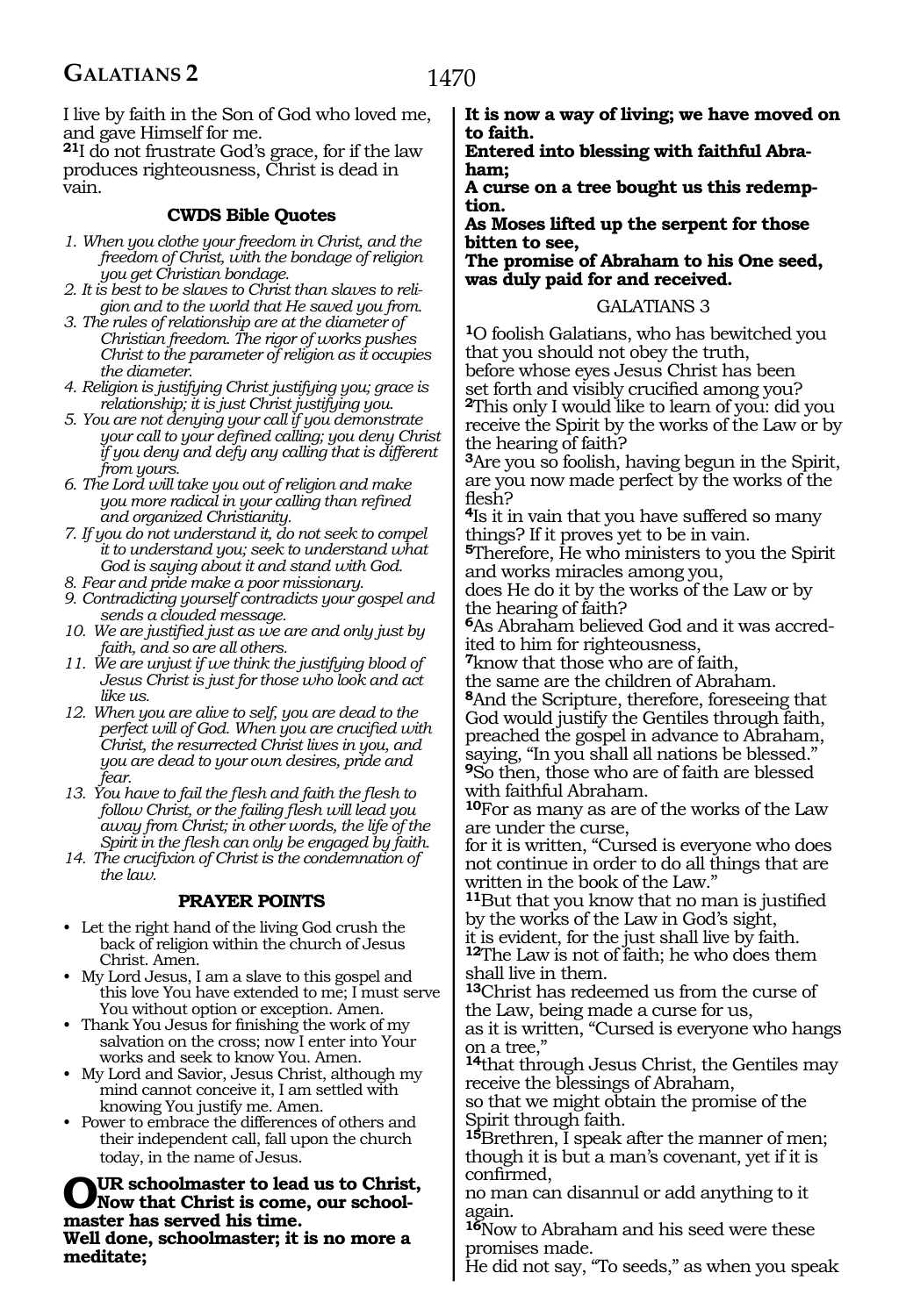I live by faith in the Son of God who loved me, and gave Himself for me.

[21]I do not frustrate God's grace, for if the law produces righteousness, Christ is dead in vain.

### CWDS Bible Quotes

1. *When you clothe your freedom in Christ, and the freedom of Christ, with the bondage of religion you get Christian bondage.*
2. *It is best to be slaves to Christ than slaves to religion and to the world that He saved you from.*
3. *The rules of relationship are at the diameter of Christian freedom. The rigor of works pushes Christ to the parameter of religion as it occupies the diameter.*
4. *Religion is justifying Christ justifying you; grace is relationship; it is just Christ justifying you.*
5. *You are not denying your call if you demonstrate your call to your defined calling; you deny Christ if you deny and defy any calling that is different from yours.*
6. *The Lord will take you out of religion and make you more radical in your calling than refined and organized Christianity.*
7. *If you do not understand it, do not seek to compel it to understand you; seek to understand what God is saying about it and stand with God.*
8. *Fear and pride make a poor missionary.*
9. *Contradicting yourself contradicts your gospel and sends a clouded message.*
10. *We are justified just as we are and only just by faith, and so are all others.*
11. *We are unjust if we think the justifying blood of Jesus Christ is just for those who look and act like us.*
12. *When you are alive to self, you are dead to the perfect will of God. When you are crucified with Christ, the resurrected Christ lives in you, and you are dead to your own desires, pride and fear.*
13. *You have to fail the flesh and faith the flesh to follow Christ, or the failing flesh will lead you away from Christ; in other words, the life of the Spirit in the flesh can only be engaged by faith.*
14. *The crucifixion of Christ is the condemnation of the law.*

### PRAYER POINTS

- Let the right hand of the living God crush the back of religion within the church of Jesus Christ. Amen.
- My Lord Jesus, I am a slave to this gospel and this love You have extended to me; I must serve You without option or exception. Amen.
- Thank You Jesus for finishing the work of my salvation on the cross; now I enter into Your works and seek to know You. Amen.
- My Lord and Savior, Jesus Christ, although my mind cannot conceive it, I am settled with knowing You justify me. Amen.
- Power to embrace the differences of others and their independent call, fall upon the church today, in the name of Jesus.

**OUR schoolmaster to lead us to Christ,**
**Now that Christ is come, our schoolmaster has served his time.**
**Well done, schoolmaster; it is no more a meditate;**
**It is now a way of living; we have moved on to faith.**
**Entered into blessing with faithful Abraham;**
**A curse on a tree bought us this redemption.**
**As Moses lifted up the serpent for those bitten to see,**
**The promise of Abraham to his One seed, was duly paid for and received.**

## GALATIANS 3

[1]O foolish Galatians, who has bewitched you that you should not obey the truth,
before whose eyes Jesus Christ has been set forth and visibly crucified among you?
[2]This only I would like to learn of you: did you receive the Spirit by the works of the Law or by the hearing of faith?
[3]Are you so foolish, having begun in the Spirit, are you now made perfect by the works of the flesh?
[4]Is it in vain that you have suffered so many things? If it proves yet to be in vain.
[5]Therefore, He who ministers to you the Spirit and works miracles among you,
does He do it by the works of the Law or by the hearing of faith?
[6]As Abraham believed God and it was accredited to him for righteousness,
[7]know that those who are of faith,
the same are the children of Abraham.
[8]And the Scripture, therefore, foreseeing that God would justify the Gentiles through faith, preached the gospel in advance to Abraham, saying, "In you shall all nations be blessed."
[9]So then, those who are of faith are blessed with faithful Abraham.
[10]For as many as are of the works of the Law are under the curse,
for it is written, "Cursed is everyone who does not continue in order to do all things that are written in the book of the Law."
[11]But that you know that no man is justified by the works of the Law in God's sight,
it is evident, for the just shall live by faith.
[12]The Law is not of faith; he who does them shall live in them.
[13]Christ has redeemed us from the curse of the Law, being made a curse for us,
as it is written, "Cursed is everyone who hangs on a tree,"
[14]that through Jesus Christ, the Gentiles may receive the blessings of Abraham,
so that we might obtain the promise of the Spirit through faith.
[15]Brethren, I speak after the manner of men; though it is but a man's covenant, yet if it is confirmed,
no man can disannul or add anything to it again.
[16]Now to Abraham and his seed were these promises made.
He did not say, "To seeds," as when you speak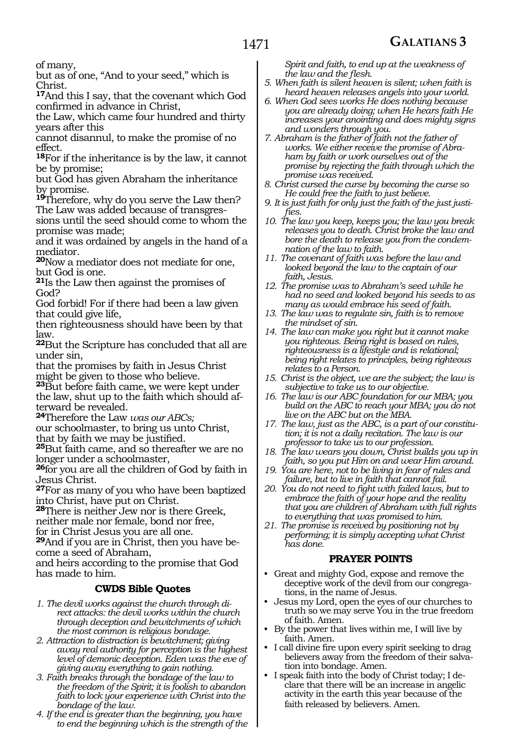of many,
but as of one, "And to your seed," which is Christ.
**17**And this I say, that the covenant which God confirmed in advance in Christ,
the Law, which came four hundred and thirty years after this
cannot disannul, to make the promise of no effect.
**18**For if the inheritance is by the law, it cannot be by promise;
but God has given Abraham the inheritance by promise.
**19**Therefore, why do you serve the Law then?
The Law was added because of transgressions until the seed should come to whom the promise was made;
and it was ordained by angels in the hand of a mediator.
**20**Now a mediator does not mediate for one, but God is one.
**21**Is the Law then against the promises of God?
God forbid! For if there had been a law given that could give life,
then righteousness should have been by that law.
**22**But the Scripture has concluded that all are under sin,
that the promises by faith in Jesus Christ might be given to those who believe.
**23**But before faith came, we were kept under the law, shut up to the faith which should afterward be revealed.
**24**Therefore the Law *was our ABCs;*
our schoolmaster, to bring us unto Christ, that by faith we may be justified.
**25**But faith came, and so thereafter we are no longer under a schoolmaster,
**26**for you are all the children of God by faith in Jesus Christ.
**27**For as many of you who have been baptized into Christ, have put on Christ.
**28**There is neither Jew nor is there Greek,
neither male nor female, bond nor free,
for in Christ Jesus you are all one.
**29**And if you are in Christ, then you have become a seed of Abraham,
and heirs according to the promise that God has made to him.

### CWDS Bible Quotes

1. *The devil works against the church through direct attacks: the devil works within the church through deception and bewitchments of which the most common is religious bondage.*
2. *Attraction to distraction is bewitchment; giving away real authority for perception is the highest level of demonic deception. Eden was the eve of giving away everything to gain nothing.*
3. *Faith breaks through the bondage of the law to the freedom of the Spirit; it is foolish to abandon faith to lock your experience with Christ into the bondage of the law.*
4. *If the end is greater than the beginning, you have to end the beginning which is the strength of the Spirit and faith, to end up at the weakness of the law and the flesh.*
5. *When faith is silent heaven is silent; when faith is heard heaven releases angels into your world.*
6. *When God sees works He does nothing because you are already doing; when He hears faith He increases your anointing and does mighty signs and wonders through you.*
7. *Abraham is the father of faith not the father of works. We either receive the promise of Abraham by faith or work ourselves out of the promise by rejecting the faith through which the promise was received.*
8. *Christ cursed the curse by becoming the curse so He could free the faith to just believe.*
9. *It is just faith for only just the faith of the just justifies.*
10. *The law you keep, keeps you; the law you break releases you to death. Christ broke the law and bore the death to release you from the condemnation of the law to faith.*
11. *The covenant of faith was before the law and looked beyond the law to the captain of our faith, Jesus.*
12. *The promise was to Abraham's seed while he had no seed and looked beyond his seeds to as many as would embrace his seed of faith.*
13. *The law was to regulate sin, faith is to remove the mindset of sin.*
14. *The law can make you right but it cannot make you righteous. Being right is based on rules, righteousness is a lifestyle and is relational; being right relates to principles, being righteous relates to a Person.*
15. *Christ is the object, we are the subject; the law is subjective to take us to our objective.*
16. *The law is our ABC foundation for our MBA; you build on the ABC to reach your MBA; you do not live on the ABC but on the MBA.*
17. *The law, just as the ABC, is a part of our constitution; it is not a daily recitation. The law is our professor to take us to our profession.*
18. *The law wears you down, Christ builds you up in faith, so you put Him on and wear Him around.*
19. *You are here, not to be living in fear of rules and failure, but to live in faith that cannot fail.*
20. *You do not need to fight with failed laws, but to embrace the faith of your hope and the reality that you are children of Abraham with full rights to everything that was promised to him.*
21. *The promise is received by positioning not by performing; it is simply accepting what Christ has done.*

### PRAYER POINTS

- Great and mighty God, expose and remove the deceptive work of the devil from our congregations, in the name of Jesus.
- Jesus my Lord, open the eyes of our churches to truth so we may serve You in the true freedom of faith. Amen.
- By the power that lives within me, I will live by faith. Amen.
- I call divine fire upon every spirit seeking to drag believers away from the freedom of their salvation into bondage. Amen.
- I speak faith into the body of Christ today; I declare that there will be an increase in angelic activity in the earth this year because of the faith released by believers. Amen.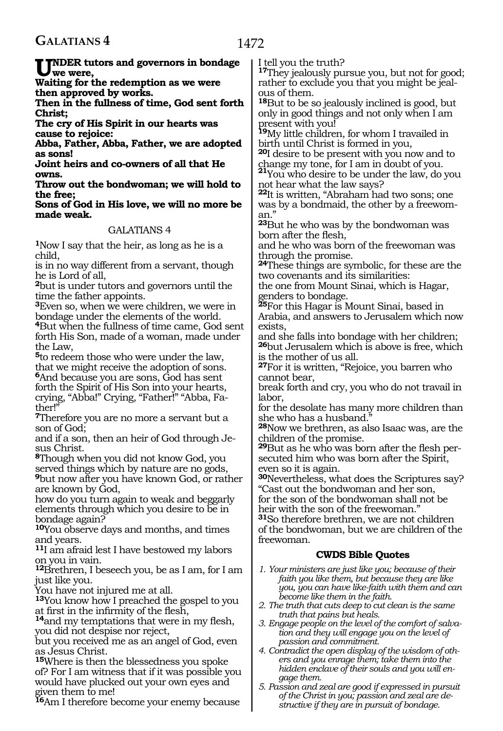**UNDER tutors and governors in bondage we were,**
**Waiting for the redemption as we were then approved by works.**
**Then in the fullness of time, God sent forth Christ;**
**The cry of His Spirit in our hearts was cause to rejoice:**
**Abba, Father, Abba, Father, we are adopted as sons!**
**Joint heirs and co-owners of all that He owns.**
**Throw out the bondwoman; we will hold to the free;**
**Sons of God in His love, we will no more be made weak.**

## GALATIANS 4

**1**Now I say that the heir, as long as he is a child,
is in no way different from a servant, though he is Lord of all,
**2**but is under tutors and governors until the time the father appoints.
**3**Even so, when we were children, we were in bondage under the elements of the world.
**4**But when the fullness of time came, God sent forth His Son, made of a woman, made under the Law,
**5**to redeem those who were under the law, that we might receive the adoption of sons.
**6**And because you are sons, God has sent forth the Spirit of His Son into your hearts, crying, "Abba!" Crying, "Father!" "Abba, Father!"
**7**Therefore you are no more a servant but a son of God;
and if a son, then an heir of God through Jesus Christ.
**8**Though when you did not know God, you served things which by nature are no gods,
**9**but now after you have known God, or rather are known by God,
how do you turn again to weak and beggarly elements through which you desire to be in bondage again?
**10**You observe days and months, and times and years.
**11**I am afraid lest I have bestowed my labors on you in vain.
**12**Brethren, I beseech you, be as I am, for I am just like you.
You have not injured me at all.
**13**You know how I preached the gospel to you at first in the infirmity of the flesh,
**14**and my temptations that were in my flesh, you did not despise nor reject,
but you received me as an angel of God, even as Jesus Christ.
**15**Where is then the blessedness you spoke of? For I am witness that if it was possible you would have plucked out your own eyes and given them to me!
**16**Am I therefore become your enemy because I tell you the truth?
**17**They jealously pursue you, but not for good; rather to exclude you that you might be jealous of them.
**18**But to be so jealously inclined is good, but only in good things and not only when I am present with you!
**19**My little children, for whom I travailed in birth until Christ is formed in you,
**20**I desire to be present with you now and to change my tone, for I am in doubt of you.
**21**You who desire to be under the law, do you not hear what the law says?
**22**It is written, "Abraham had two sons; one was by a bondmaid, the other by a freewoman."
**23**But he who was by the bondwoman was born after the flesh,
and he who was born of the freewoman was through the promise.
**24**These things are symbolic, for these are the two covenants and its similarities:
the one from Mount Sinai, which is Hagar, genders to bondage.
**25**For this Hagar is Mount Sinai, based in Arabia, and answers to Jerusalem which now exists,
and she falls into bondage with her children;
**26**but Jerusalem which is above is free, which is the mother of us all.
**27**For it is written, "Rejoice, you barren who cannot bear,
break forth and cry, you who do not travail in labor,
for the desolate has many more children than she who has a husband."
**28**Now we brethren, as also Isaac was, are the children of the promise.
**29**But as he who was born after the flesh persecuted him who was born after the Spirit, even so it is again.
**30**Nevertheless, what does the Scriptures say?
"Cast out the bondwoman and her son,
for the son of the bondwoman shall not be heir with the son of the freewoman."
**31**So therefore brethren, we are not children of the bondwoman, but we are children of the freewoman.

### CWDS Bible Quotes

1. *Your ministers are just like you; because of their faith you like them, but because they are like you, you can have like-faith with them and can become like them in the faith.*
2. *The truth that cuts deep to cut clean is the same truth that pains but heals.*
3. *Engage people on the level of the comfort of salvation and they will engage you on the level of passion and commitment.*
4. *Contradict the open display of the wisdom of others and you enrage them; take them into the hidden enclave of their souls and you will engage them.*
5. *Passion and zeal are good if expressed in pursuit of the Christ in you; passion and zeal are destructive if they are in pursuit of bondage.*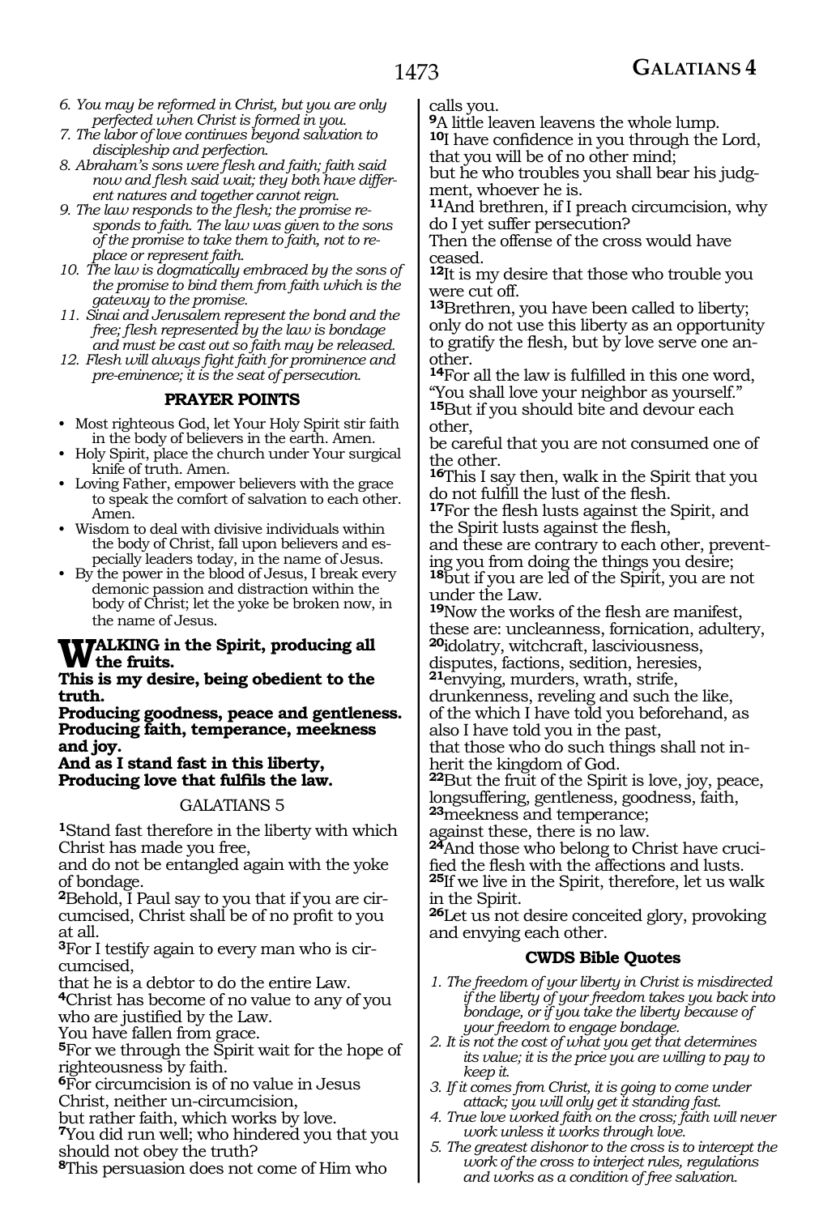*6. You may be reformed in Christ, but you are only perfected when Christ is formed in you.*
*7. The labor of love continues beyond salvation to discipleship and perfection.*
*8. Abraham's sons were flesh and faith; faith said now and flesh said wait; they both have different natures and together cannot reign.*
*9. The law responds to the flesh; the promise responds to faith. The law was given to the sons of the promise to take them to faith, not to replace or represent faith.*
*10. The law is dogmatically embraced by the sons of the promise to bind them from faith which is the gateway to the promise.*
*11. Sinai and Jerusalem represent the bond and the free; flesh represented by the law is bondage and must be cast out so faith may be released.*
*12. Flesh will always fight faith for prominence and pre-eminence; it is the seat of persecution.*

### PRAYER POINTS

- Most righteous God, let Your Holy Spirit stir faith in the body of believers in the earth. Amen.
- Holy Spirit, place the church under Your surgical knife of truth. Amen.
- Loving Father, empower believers with the grace to speak the comfort of salvation to each other. Amen.
- Wisdom to deal with divisive individuals within the body of Christ, fall upon believers and especially leaders today, in the name of Jesus.
- By the power in the blood of Jesus, I break every demonic passion and distraction within the body of Christ; let the yoke be broken now, in the name of Jesus.

**WALKING in the Spirit, producing all the fruits.**
**This is my desire, being obedient to the truth.**
**Producing goodness, peace and gentleness.**
**Producing faith, temperance, meekness and joy.**
**And as I stand fast in this liberty,**
**Producing love that fulfils the law.**

## GALATIANS 5

**1**Stand fast therefore in the liberty with which Christ has made you free,
and do not be entangled again with the yoke of bondage.
**2**Behold, I Paul say to you that if you are circumcised, Christ shall be of no profit to you at all.
**3**For I testify again to every man who is circumcised,
that he is a debtor to do the entire Law.
**4**Christ has become of no value to any of you who are justified by the Law.
You have fallen from grace.
**5**For we through the Spirit wait for the hope of righteousness by faith.
**6**For circumcision is of no value in Jesus Christ, neither un-circumcision,
but rather faith, which works by love.
**7**You did run well; who hindered you that you should not obey the truth?
**8**This persuasion does not come of Him who calls you.
**9**A little leaven leavens the whole lump.
**10**I have confidence in you through the Lord, that you will be of no other mind;
but he who troubles you shall bear his judgment, whoever he is.
**11**And brethren, if I preach circumcision, why do I yet suffer persecution?
Then the offense of the cross would have ceased.
**12**It is my desire that those who trouble you were cut off.
**13**Brethren, you have been called to liberty; only do not use this liberty as an opportunity to gratify the flesh, but by love serve one another.
**14**For all the law is fulfilled in this one word, "You shall love your neighbor as yourself."
**15**But if you should bite and devour each other,
be careful that you are not consumed one of the other.
**16**This I say then, walk in the Spirit that you do not fulfill the lust of the flesh.
**17**For the flesh lusts against the Spirit, and the Spirit lusts against the flesh,
and these are contrary to each other, preventing you from doing the things you desire;
**18**but if you are led of the Spirit, you are not under the Law.
**19**Now the works of the flesh are manifest, these are: uncleanness, fornication, adultery,
**20**idolatry, witchcraft, lasciviousness, disputes, factions, sedition, heresies,
**21**envying, murders, wrath, strife, drunkenness, reveling and such the like,
of the which I have told you beforehand, as also I have told you in the past,
that those who do such things shall not inherit the kingdom of God.
**22**But the fruit of the Spirit is love, joy, peace, longsuffering, gentleness, goodness, faith,
**23**meekness and temperance;
against these, there is no law.
**24**And those who belong to Christ have crucified the flesh with the affections and lusts.
**25**If we live in the Spirit, therefore, let us walk in the Spirit.
**26**Let us not desire conceited glory, provoking and envying each other.

### CWDS Bible Quotes

*1. The freedom of your liberty in Christ is misdirected if the liberty of your freedom takes you back into bondage, or if you take the liberty because of your freedom to engage bondage.*
*2. It is not the cost of what you get that determines its value; it is the price you are willing to pay to keep it.*
*3. If it comes from Christ, it is going to come under attack; you will only get it standing fast.*
*4. True love worked faith on the cross; faith will never work unless it works through love.*
*5. The greatest dishonor to the cross is to intercept the work of the cross to interject rules, regulations and works as a condition of free salvation.*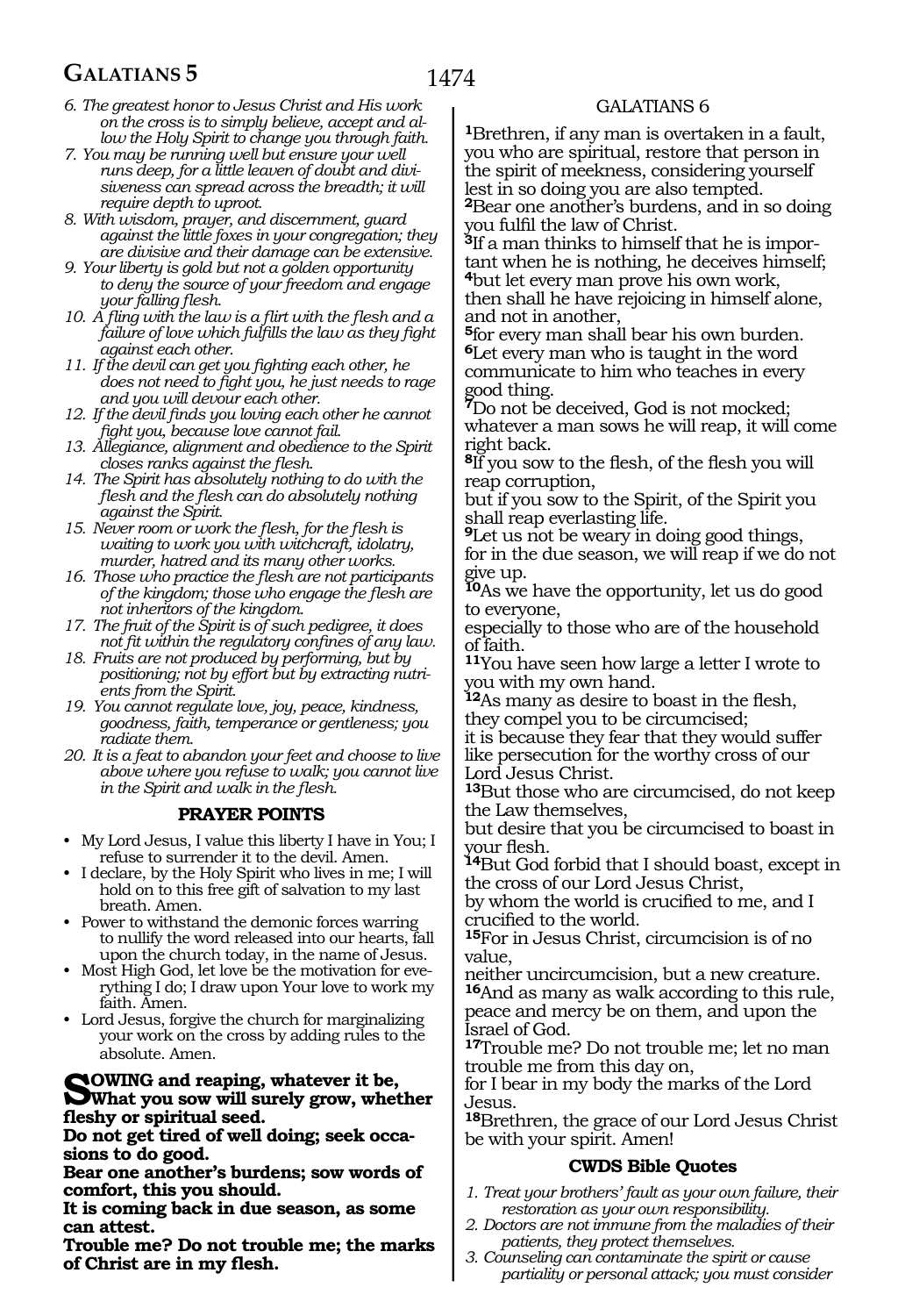*6. The greatest honor to Jesus Christ and His work on the cross is to simply believe, accept and allow the Holy Spirit to change you through faith.*

*7. You may be running well but ensure your well runs deep, for a little leaven of doubt and divisiveness can spread across the breadth; it will require depth to uproot.*

*8. With wisdom, prayer, and discernment, guard against the little foxes in your congregation; they are divisive and their damage can be extensive.*

*9. Your liberty is gold but not a golden opportunity to deny the source of your freedom and engage your falling flesh.*

*10. A fling with the law is a flirt with the flesh and a failure of love which fulfills the law as they fight against each other.*

*11. If the devil can get you fighting each other, he does not need to fight you, he just needs to rage and you will devour each other.*

*12. If the devil finds you loving each other he cannot fight you, because love cannot fail.*

*13. Allegiance, alignment and obedience to the Spirit closes ranks against the flesh.*

*14. The Spirit has absolutely nothing to do with the flesh and the flesh can do absolutely nothing against the Spirit.*

*15. Never room or work the flesh, for the flesh is waiting to work you with witchcraft, idolatry, murder, hatred and its many other works.*

*16. Those who practice the flesh are not participants of the kingdom; those who engage the flesh are not inheritors of the kingdom.*

*17. The fruit of the Spirit is of such pedigree, it does not fit within the regulatory confines of any law.*

*18. Fruits are not produced by performing, but by positioning; not by effort but by extracting nutrients from the Spirit.*

*19. You cannot regulate love, joy, peace, kindness, goodness, faith, temperance or gentleness; you radiate them.*

*20. It is a feat to abandon your feet and choose to live above where you refuse to walk; you cannot live in the Spirit and walk in the flesh.*

### PRAYER POINTS

- My Lord Jesus, I value this liberty I have in You; I refuse to surrender it to the devil. Amen.
- I declare, by the Holy Spirit who lives in me; I will hold on to this free gift of salvation to my last breath. Amen.
- Power to withstand the demonic forces warring to nullify the word released into our hearts, fall upon the church today, in the name of Jesus.
- Most High God, let love be the motivation for everything I do; I draw upon Your love to work my faith. Amen.
- Lord Jesus, forgive the church for marginalizing your work on the cross by adding rules to the absolute. Amen.

**SOWING and reaping, whatever it be,**
**What you sow will surely grow, whether fleshy or spiritual seed.**
**Do not get tired of well doing; seek occasions to do good.**
**Bear one another's burdens; sow words of comfort, this you should.**
**It is coming back in due season, as some can attest.**
**Trouble me? Do not trouble me; the marks of Christ are in my flesh.**

## GALATIANS 6

**1**Brethren, if any man is overtaken in a fault, you who are spiritual, restore that person in the spirit of meekness, considering yourself lest in so doing you are also tempted.
**2**Bear one another's burdens, and in so doing you fulfil the law of Christ.
**3**If a man thinks to himself that he is important when he is nothing, he deceives himself;
**4**but let every man prove his own work,
then shall he have rejoicing in himself alone, and not in another,
**5**for every man shall bear his own burden.
**6**Let every man who is taught in the word communicate to him who teaches in every good thing.
**7**Do not be deceived, God is not mocked; whatever a man sows he will reap, it will come right back.
**8**If you sow to the flesh, of the flesh you will reap corruption,
but if you sow to the Spirit, of the Spirit you shall reap everlasting life.
**9**Let us not be weary in doing good things,
for in the due season, we will reap if we do not give up.
**10**As we have the opportunity, let us do good to everyone,
especially to those who are of the household of faith.
**11**You have seen how large a letter I wrote to you with my own hand.
**12**As many as desire to boast in the flesh,
they compel you to be circumcised;
it is because they fear that they would suffer like persecution for the worthy cross of our Lord Jesus Christ.
**13**But those who are circumcised, do not keep the Law themselves,
but desire that you be circumcised to boast in your flesh.
**14**But God forbid that I should boast, except in the cross of our Lord Jesus Christ,
by whom the world is crucified to me, and I crucified to the world.
**15**For in Jesus Christ, circumcision is of no value,
neither uncircumcision, but a new creature.
**16**And as many as walk according to this rule, peace and mercy be on them, and upon the Israel of God.
**17**Trouble me? Do not trouble me; let no man trouble me from this day on,
for I bear in my body the marks of the Lord Jesus.
**18**Brethren, the grace of our Lord Jesus Christ be with your spirit. Amen!

### CWDS Bible Quotes

*1. Treat your brothers' fault as your own failure, their restoration as your own responsibility.*

*2. Doctors are not immune from the maladies of their patients, they protect themselves.*

*3. Counseling can contaminate the spirit or cause partiality or personal attack; you must consider*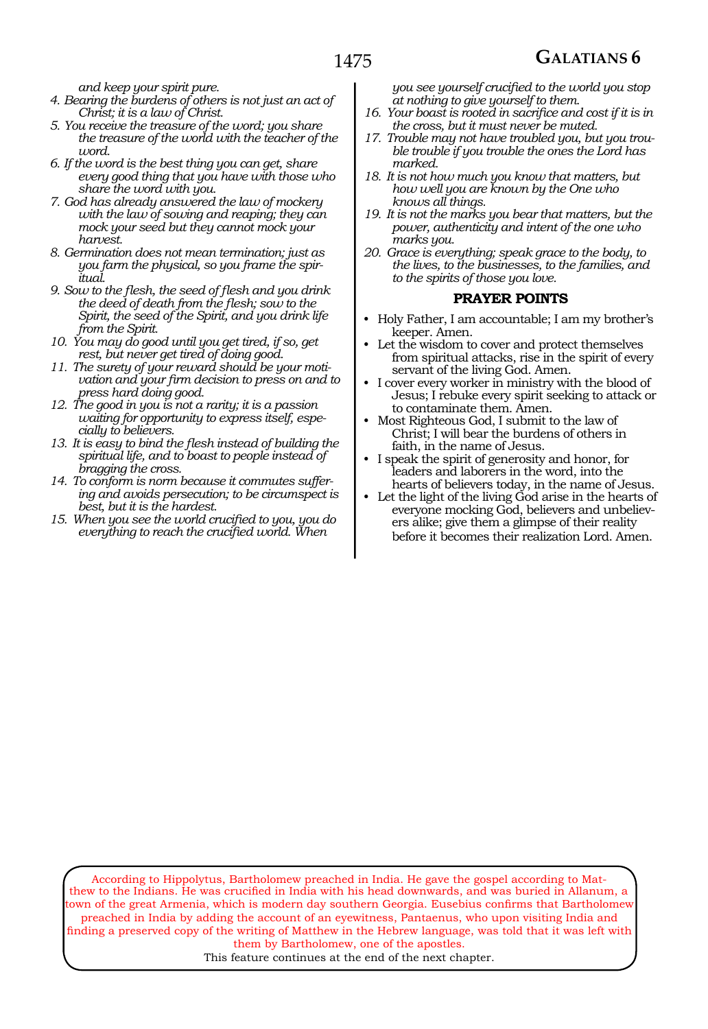*and keep your spirit pure.*

4. *Bearing the burdens of others is not just an act of Christ; it is a law of Christ.*
5. *You receive the treasure of the word; you share the treasure of the world with the teacher of the word.*
6. *If the word is the best thing you can get, share every good thing that you have with those who share the word with you.*
7. *God has already answered the law of mockery with the law of sowing and reaping; they can mock your seed but they cannot mock your harvest.*
8. *Germination does not mean termination; just as you farm the physical, so you frame the spiritual.*
9. *Sow to the flesh, the seed of flesh and you drink the deed of death from the flesh; sow to the Spirit, the seed of the Spirit, and you drink life from the Spirit.*
10. *You may do good until you get tired, if so, get rest, but never get tired of doing good.*
11. *The surety of your reward should be your motivation and your firm decision to press on and to press hard doing good.*
12. *The good in you is not a rarity; it is a passion waiting for opportunity to express itself, especially to believers.*
13. *It is easy to bind the flesh instead of building the spiritual life, and to boast to people instead of bragging the cross.*
14. *To conform is norm because it commutes suffering and avoids persecution; to be circumspect is best, but it is the hardest.*
15. *When you see the world crucified to you, you do everything to reach the crucified world. When you see yourself crucified to the world you stop at nothing to give yourself to them.*
16. *Your boast is rooted in sacrifice and cost if it is in the cross, but it must never be muted.*
17. *Trouble may not have troubled you, but you trouble trouble if you trouble the ones the Lord has marked.*
18. *It is not how much you know that matters, but how well you are known by the One who knows all things.*
19. *It is not the marks you bear that matters, but the power, authenticity and intent of the one who marks you.*
20. *Grace is everything; speak grace to the body, to the lives, to the businesses, to the families, and to the spirits of those you love.*

## PRAYER POINTS

- Holy Father, I am accountable; I am my brother's keeper. Amen.
- Let the wisdom to cover and protect themselves from spiritual attacks, rise in the spirit of every servant of the living God. Amen.
- I cover every worker in ministry with the blood of Jesus; I rebuke every spirit seeking to attack or to contaminate them. Amen.
- Most Righteous God, I submit to the law of Christ; I will bear the burdens of others in faith, in the name of Jesus.
- I speak the spirit of generosity and honor, for leaders and laborers in the word, into the hearts of believers today, in the name of Jesus.
- Let the light of the living God arise in the hearts of everyone mocking God, believers and unbelievers alike; give them a glimpse of their reality before it becomes their realization Lord. Amen.

According to Hippolytus, Bartholomew preached in India. He gave the gospel according to Matthew to the Indians. He was crucified in India with his head downwards, and was buried in Allanum, a town of the great Armenia, which is modern day southern Georgia. Eusebius confirms that Bartholomew preached in India by adding the account of an eyewitness, Pantaenus, who upon visiting India and finding a preserved copy of the writing of Matthew in the Hebrew language, was told that it was left with them by Bartholomew, one of the apostles.

This feature continues at the end of the next chapter.